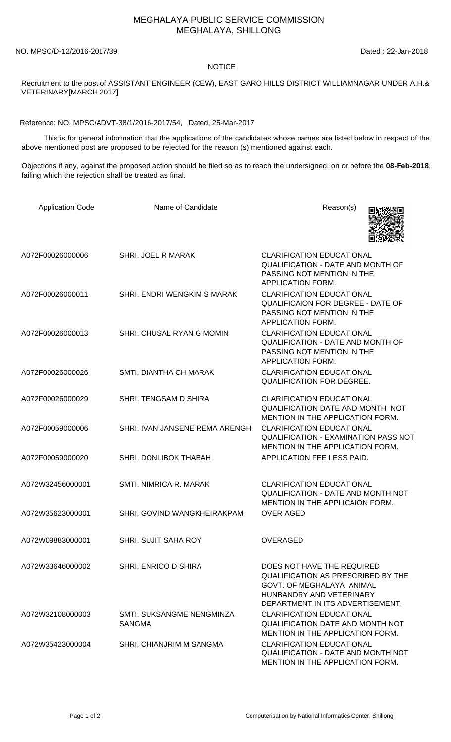# MEGHALAYA PUBLIC SERVICE COMMISSION
## MEGHALAYA, SHILLONG

NO. MPSC/D-12/2016-2017/39 Dated : 22-Jan-2018

**NOTICE**

Recruitment to the post of ASSISTANT ENGINEER (CEW), EAST GARO HILLS DISTRICT WILLIAMNAGAR UNDER A.H.& VETERINARY[MARCH 2017]

Reference: NO. MPSC/ADVT-38/1/2016-2017/54, Dated, 25-Mar-2017

This is for general information that the applications of the candidates whose names are listed below in respect of the above mentioned post are proposed to be rejected for the reason (s) mentioned against each.

Objections if any, against the proposed action should be filed so as to reach the undersigned, on or before the **08-Feb-2018**, failing which the rejection shall be treated as final.

| Application Code | Name of Candidate | Reason(s) |
|---|---|---|
| A072F00026000006 | SHRI. JOEL R MARAK | CLARIFICATION EDUCATIONAL QUALIFICATION - DATE AND MONTH OF PASSING NOT MENTION IN THE APPLICATION FORM. |
| A072F00026000011 | SHRI. ENDRI WENGKIM S MARAK | CLARIFICATION EDUCATIONAL QUALIFICAION FOR DEGREE - DATE OF PASSING NOT MENTION IN THE APPLICATION FORM. |
| A072F00026000013 | SHRI. CHUSAL RYAN G MOMIN | CLARIFICATION EDUCATIONAL QUALIFICATION - DATE AND MONTH OF PASSING NOT MENTION IN THE APPLICATION FORM. |
| A072F00026000026 | SMTI. DIANTHA CH MARAK | CLARIFICATION EDUCATIONAL QUALIFICATION FOR DEGREE. |
| A072F00026000029 | SHRI. TENGSAM D SHIRA | CLARIFICATION EDUCATIONAL QUALIFICATION DATE AND MONTH NOT MENTION IN THE APPLICATION FORM. |
| A072F00059000006 | SHRI. IVAN JANSENE REMA ARENGH | CLARIFICATION EDUCATIONAL QUALIFICATION - EXAMINATION PASS NOT MENTION IN THE APPLICATION FORM. |
| A072F00059000020 | SHRI. DONLIBOK THABAH | APPLICATION FEE LESS PAID. |
| A072W32456000001 | SMTI. NIMRICA R. MARAK | CLARIFICATION EDUCATIONAL QUALIFICATION - DATE AND MONTH NOT MENTION IN THE APPLICAION FORM. |
| A072W35623000001 | SHRI. GOVIND WANGKHEIRAKPAM | OVER AGED |
| A072W09883000001 | SHRI. SUJIT SAHA ROY | OVERAGED |
| A072W33646000002 | SHRI. ENRICO D SHIRA | DOES NOT HAVE THE REQUIRED QUALIFICATION AS PRESCRIBED BY THE GOVT. OF MEGHALAYA ANIMAL HUNBANDRY AND VETERINARY DEPARTMENT IN ITS ADVERTISEMENT. |
| A072W32108000003 | SMTI. SUKSANGME NENGMINZA SANGMA | CLARIFICATION EDUCATIONAL QUALIFICATION DATE AND MONTH NOT MENTION IN THE APPLICATION FORM. |
| A072W35423000004 | SHRI. CHIANJRIM M SANGMA | CLARIFICATION EDUCATIONAL QUALIFICATION - DATE AND MONTH NOT MENTION IN THE APPLICATION FORM. |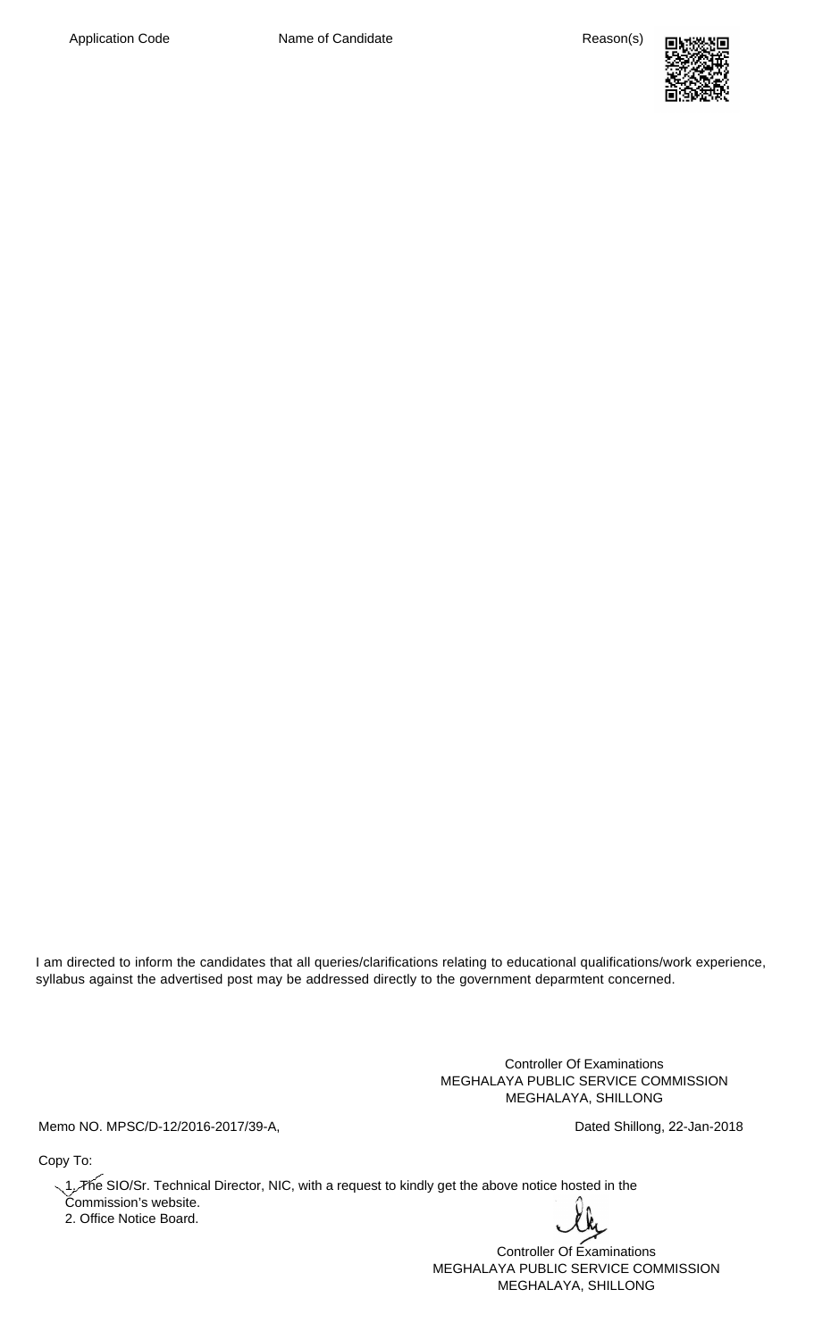| Application Code | Name of Candidate | Reason(s) |
|---|---|---|

I am directed to inform the candidates that all queries/clarifications relating to educational qualifications/work experience, syllabus against the advertised post may be addressed directly to the government deparmtent concerned.

Controller Of Examinations
MEGHALAYA PUBLIC SERVICE COMMISSION
MEGHALAYA, SHILLONG

Memo NO. MPSC/D-12/2016-2017/39-A,

Dated Shillong, 22-Jan-2018

Copy To:

1. The SIO/Sr. Technical Director, NIC, with a request to kindly get the above notice hosted in the Commission's website.
2. Office Notice Board.

Controller Of Examinations
MEGHALAYA PUBLIC SERVICE COMMISSION
MEGHALAYA, SHILLONG